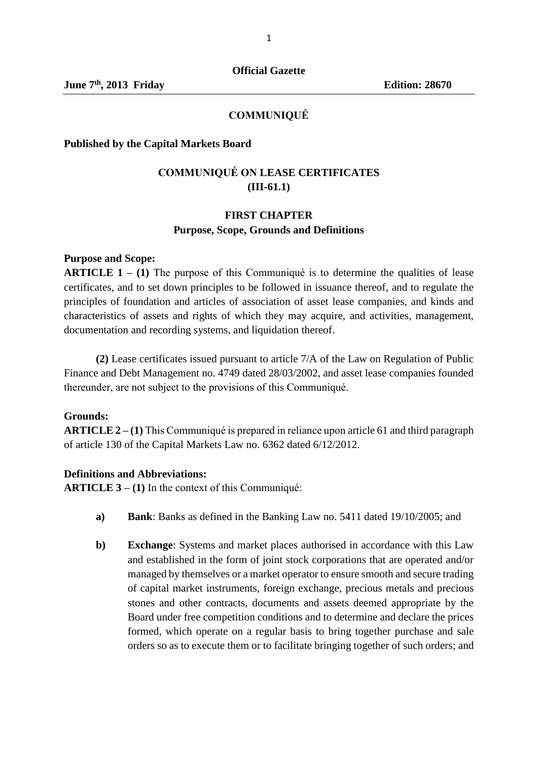**Official Gazette**

**June 7th, 2013 Friday** **Edition: 28670**

## COMMUNIQUÉ

**Published by the Capital Markets Board**

# COMMUNIQUÉ ON LEASE CERTIFICATES (III-61.1)

## FIRST CHAPTER
## Purpose, Scope, Grounds and Definitions

**Purpose and Scope:**

**ARTICLE 1 – (1)** The purpose of this Communiqué is to determine the qualities of lease certificates, and to set down principles to be followed in issuance thereof, and to regulate the principles of foundation and articles of association of asset lease companies, and kinds and characteristics of assets and rights of which they may acquire, and activities, management, documentation and recording systems, and liquidation thereof.

**(2)** Lease certificates issued pursuant to article 7/A of the Law on Regulation of Public Finance and Debt Management no. 4749 dated 28/03/2002, and asset lease companies founded thereunder, are not subject to the provisions of this Communiqué.

**Grounds:**

**ARTICLE 2 – (1)** This Communiqué is prepared in reliance upon article 61 and third paragraph of article 130 of the Capital Markets Law no. 6362 dated 6/12/2012.

**Definitions and Abbreviations:**

**ARTICLE 3 – (1)** In the context of this Communiqué:

**a)** **Bank**: Banks as defined in the Banking Law no. 5411 dated 19/10/2005; and

**b)** **Exchange**: Systems and market places authorised in accordance with this Law and established in the form of joint stock corporations that are operated and/or managed by themselves or a market operator to ensure smooth and secure trading of capital market instruments, foreign exchange, precious metals and precious stones and other contracts, documents and assets deemed appropriate by the Board under free competition conditions and to determine and declare the prices formed, which operate on a regular basis to bring together purchase and sale orders so as to execute them or to facilitate bringing together of such orders; and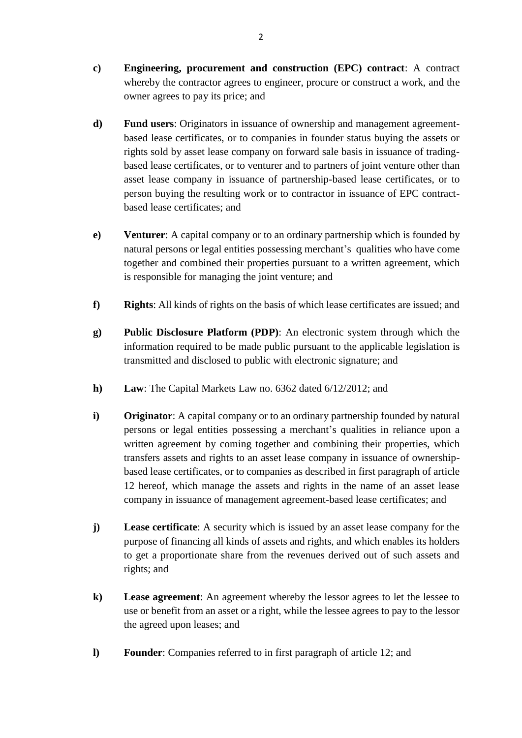**c)** **Engineering, procurement and construction (EPC) contract**: A contract whereby the contractor agrees to engineer, procure or construct a work, and the owner agrees to pay its price; and

**d)** **Fund users**: Originators in issuance of ownership and management agreement-based lease certificates, or to companies in founder status buying the assets or rights sold by asset lease company on forward sale basis in issuance of trading-based lease certificates, or to venturer and to partners of joint venture other than asset lease company in issuance of partnership-based lease certificates, or to person buying the resulting work or to contractor in issuance of EPC contract-based lease certificates; and

**e)** **Venturer**: A capital company or to an ordinary partnership which is founded by natural persons or legal entities possessing merchant's qualities who have come together and combined their properties pursuant to a written agreement, which is responsible for managing the joint venture; and

**f)** **Rights**: All kinds of rights on the basis of which lease certificates are issued; and

**g)** **Public Disclosure Platform (PDP)**: An electronic system through which the information required to be made public pursuant to the applicable legislation is transmitted and disclosed to public with electronic signature; and

**h)** **Law**: The Capital Markets Law no. 6362 dated 6/12/2012; and

**i)** **Originator**: A capital company or to an ordinary partnership founded by natural persons or legal entities possessing a merchant's qualities in reliance upon a written agreement by coming together and combining their properties, which transfers assets and rights to an asset lease company in issuance of ownership-based lease certificates, or to companies as described in first paragraph of article 12 hereof, which manage the assets and rights in the name of an asset lease company in issuance of management agreement-based lease certificates; and

**j)** **Lease certificate**: A security which is issued by an asset lease company for the purpose of financing all kinds of assets and rights, and which enables its holders to get a proportionate share from the revenues derived out of such assets and rights; and

**k)** **Lease agreement**: An agreement whereby the lessor agrees to let the lessee to use or benefit from an asset or a right, while the lessee agrees to pay to the lessor the agreed upon leases; and

**l)** **Founder**: Companies referred to in first paragraph of article 12; and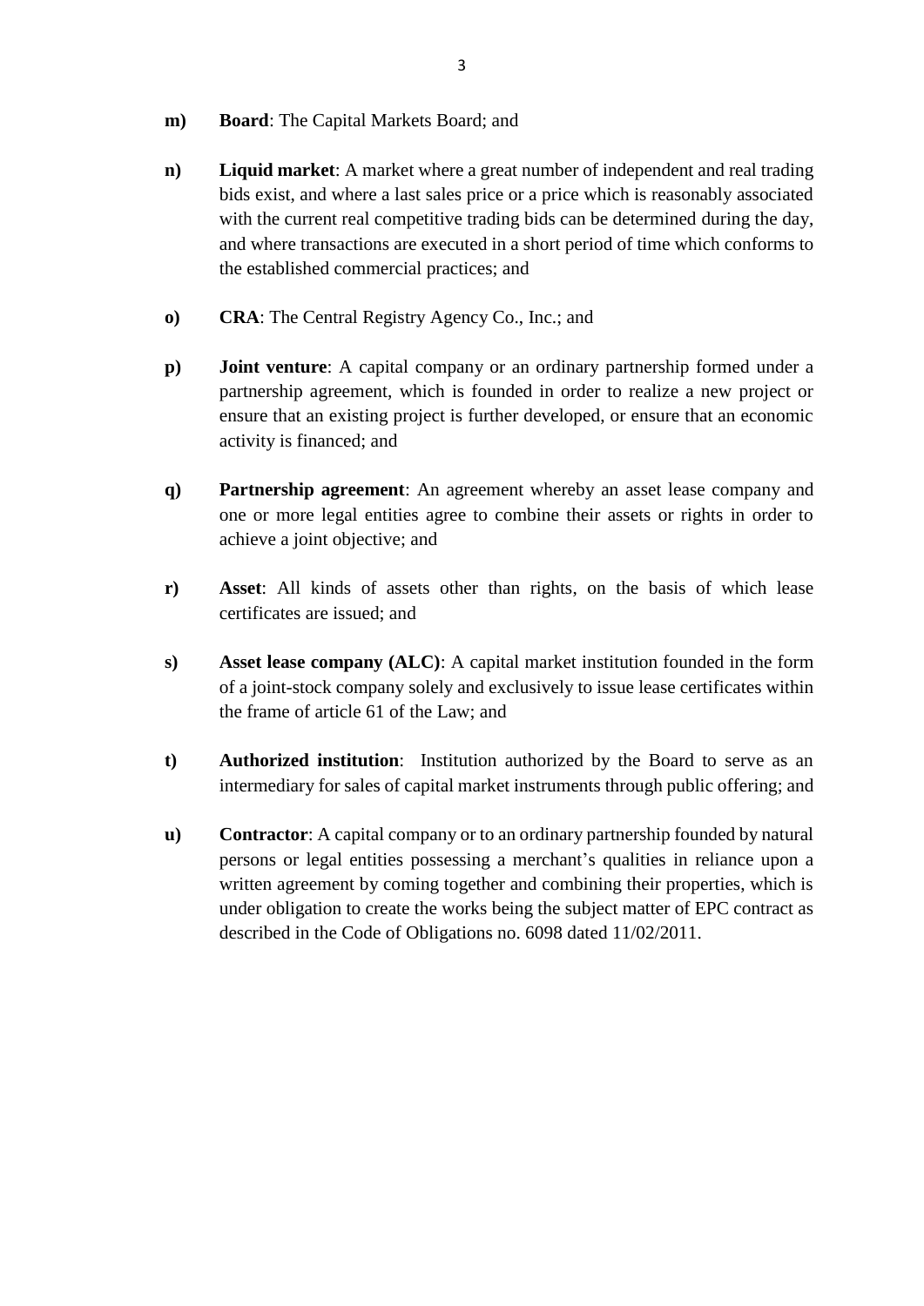**m)** **Board**: The Capital Markets Board; and

**n)** **Liquid market**: A market where a great number of independent and real trading bids exist, and where a last sales price or a price which is reasonably associated with the current real competitive trading bids can be determined during the day, and where transactions are executed in a short period of time which conforms to the established commercial practices; and

**o)** **CRA**: The Central Registry Agency Co., Inc.; and

**p)** **Joint venture**: A capital company or an ordinary partnership formed under a partnership agreement, which is founded in order to realize a new project or ensure that an existing project is further developed, or ensure that an economic activity is financed; and

**q)** **Partnership agreement**: An agreement whereby an asset lease company and one or more legal entities agree to combine their assets or rights in order to achieve a joint objective; and

**r)** **Asset**: All kinds of assets other than rights, on the basis of which lease certificates are issued; and

**s)** **Asset lease company (ALC)**: A capital market institution founded in the form of a joint-stock company solely and exclusively to issue lease certificates within the frame of article 61 of the Law; and

**t)** **Authorized institution**: Institution authorized by the Board to serve as an intermediary for sales of capital market instruments through public offering; and

**u)** **Contractor**: A capital company or to an ordinary partnership founded by natural persons or legal entities possessing a merchant's qualities in reliance upon a written agreement by coming together and combining their properties, which is under obligation to create the works being the subject matter of EPC contract as described in the Code of Obligations no. 6098 dated 11/02/2011.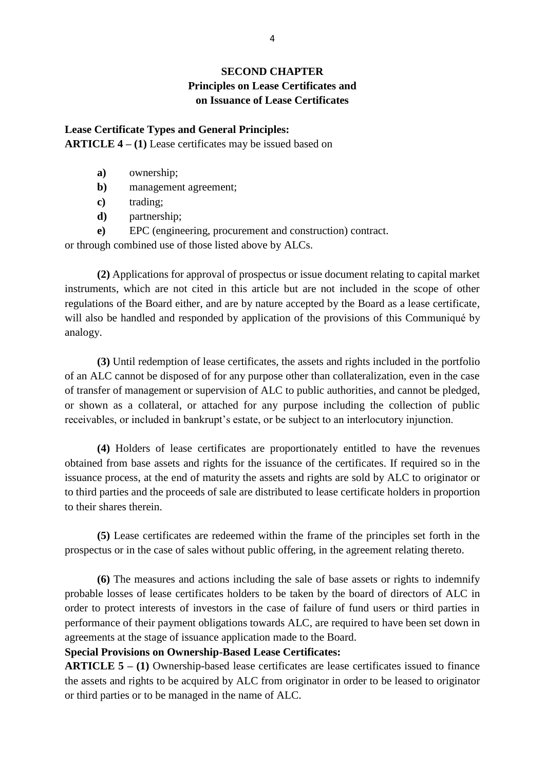## SECOND CHAPTER
## Principles on Lease Certificates and on Issuance of Lease Certificates

**Lease Certificate Types and General Principles:**
**ARTICLE 4 – (1)** Lease certificates may be issued based on

- **a)** ownership;
- **b)** management agreement;
- **c)** trading;
- **d)** partnership;
- **e)** EPC (engineering, procurement and construction) contract.

or through combined use of those listed above by ALCs.

**(2)** Applications for approval of prospectus or issue document relating to capital market instruments, which are not cited in this article but are not included in the scope of other regulations of the Board either, and are by nature accepted by the Board as a lease certificate, will also be handled and responded by application of the provisions of this Communiqué by analogy.

**(3)** Until redemption of lease certificates, the assets and rights included in the portfolio of an ALC cannot be disposed of for any purpose other than collateralization, even in the case of transfer of management or supervision of ALC to public authorities, and cannot be pledged, or shown as a collateral, or attached for any purpose including the collection of public receivables, or included in bankrupt's estate, or be subject to an interlocutory injunction.

**(4)** Holders of lease certificates are proportionately entitled to have the revenues obtained from base assets and rights for the issuance of the certificates. If required so in the issuance process, at the end of maturity the assets and rights are sold by ALC to originator or to third parties and the proceeds of sale are distributed to lease certificate holders in proportion to their shares therein.

**(5)** Lease certificates are redeemed within the frame of the principles set forth in the prospectus or in the case of sales without public offering, in the agreement relating thereto.

**(6)** The measures and actions including the sale of base assets or rights to indemnify probable losses of lease certificates holders to be taken by the board of directors of ALC in order to protect interests of investors in the case of failure of fund users or third parties in performance of their payment obligations towards ALC, are required to have been set down in agreements at the stage of issuance application made to the Board.

**Special Provisions on Ownership-Based Lease Certificates:**
**ARTICLE 5 – (1)** Ownership-based lease certificates are lease certificates issued to finance the assets and rights to be acquired by ALC from originator in order to be leased to originator or third parties or to be managed in the name of ALC.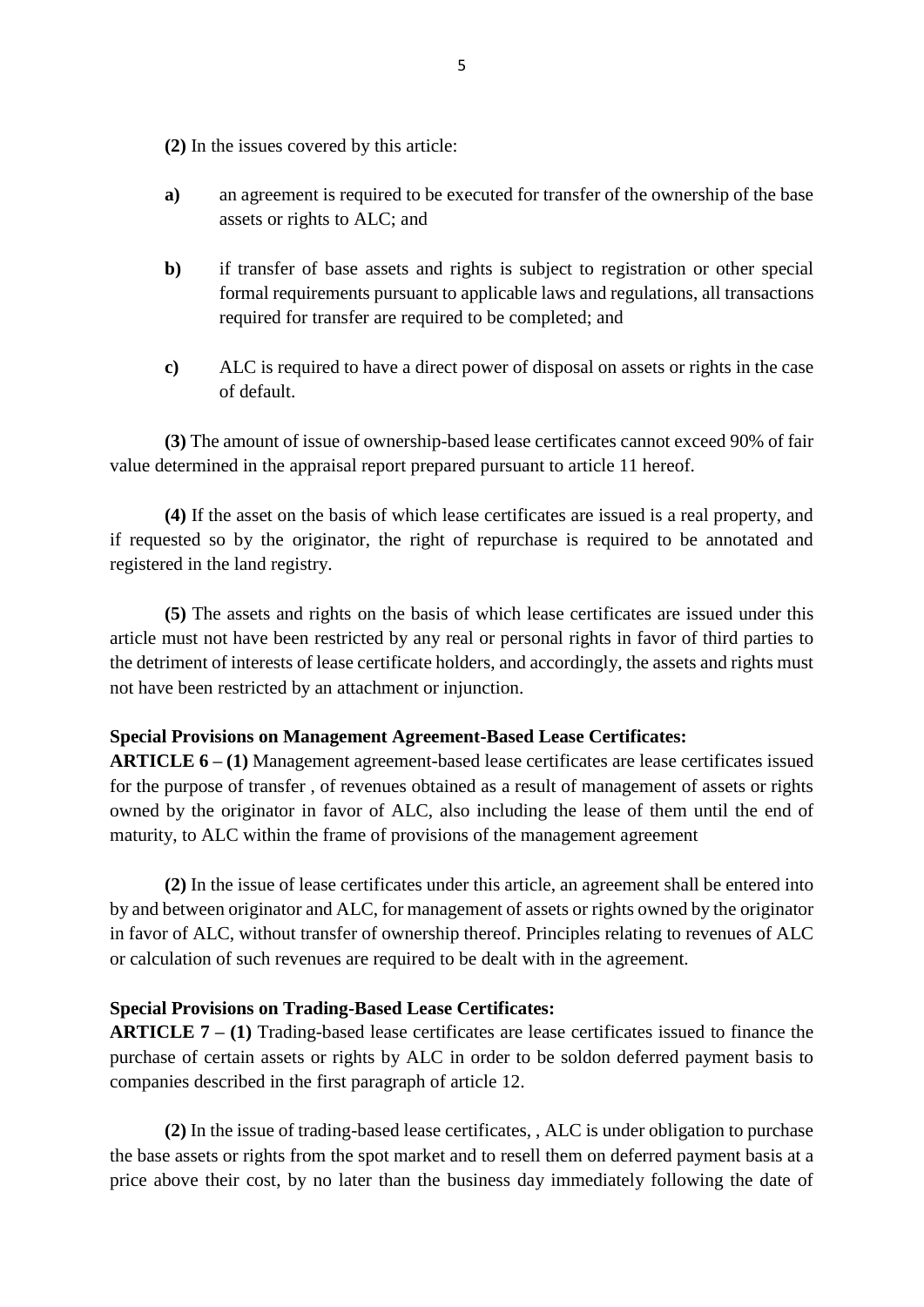**(2)** In the issues covered by this article:

**a)** an agreement is required to be executed for transfer of the ownership of the base assets or rights to ALC; and

**b)** if transfer of base assets and rights is subject to registration or other special formal requirements pursuant to applicable laws and regulations, all transactions required for transfer are required to be completed; and

**c)** ALC is required to have a direct power of disposal on assets or rights in the case of default.

**(3)** The amount of issue of ownership-based lease certificates cannot exceed 90% of fair value determined in the appraisal report prepared pursuant to article 11 hereof.

**(4)** If the asset on the basis of which lease certificates are issued is a real property, and if requested so by the originator, the right of repurchase is required to be annotated and registered in the land registry.

**(5)** The assets and rights on the basis of which lease certificates are issued under this article must not have been restricted by any real or personal rights in favor of third parties to the detriment of interests of lease certificate holders, and accordingly, the assets and rights must not have been restricted by an attachment or injunction.

**Special Provisions on Management Agreement-Based Lease Certificates:**

**ARTICLE 6 – (1)** Management agreement-based lease certificates are lease certificates issued for the purpose of transfer , of revenues obtained as a result of management of assets or rights owned by the originator in favor of ALC, also including the lease of them until the end of maturity, to ALC within the frame of provisions of the management agreement

**(2)** In the issue of lease certificates under this article, an agreement shall be entered into by and between originator and ALC, for management of assets or rights owned by the originator in favor of ALC, without transfer of ownership thereof. Principles relating to revenues of ALC or calculation of such revenues are required to be dealt with in the agreement.

**Special Provisions on Trading-Based Lease Certificates:**

**ARTICLE 7 – (1)** Trading-based lease certificates are lease certificates issued to finance the purchase of certain assets or rights by ALC in order to be soldon deferred payment basis to companies described in the first paragraph of article 12.

**(2)** In the issue of trading-based lease certificates, , ALC is under obligation to purchase the base assets or rights from the spot market and to resell them on deferred payment basis at a price above their cost, by no later than the business day immediately following the date of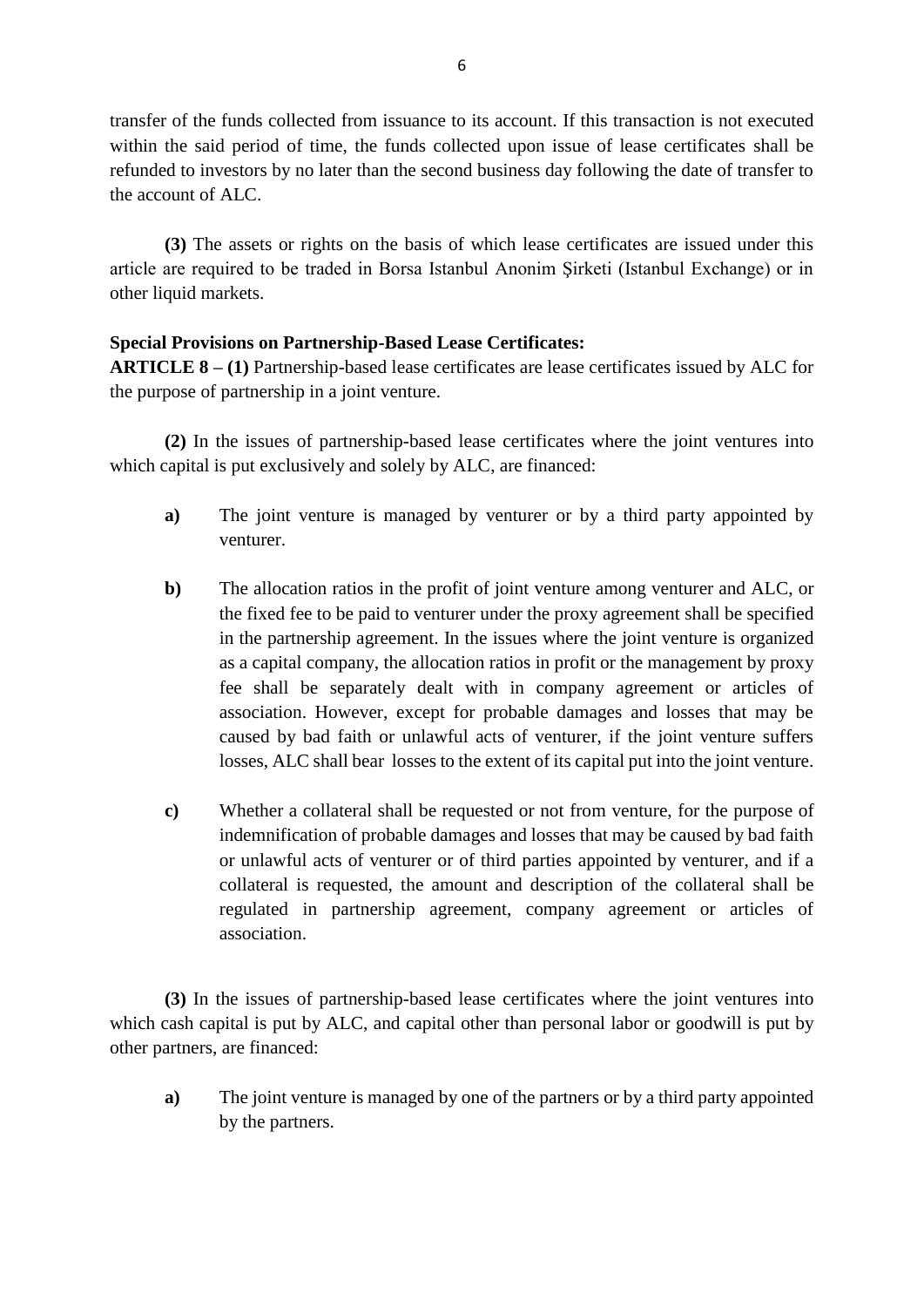transfer of the funds collected from issuance to its account. If this transaction is not executed within the said period of time, the funds collected upon issue of lease certificates shall be refunded to investors by no later than the second business day following the date of transfer to the account of ALC.

**(3)** The assets or rights on the basis of which lease certificates are issued under this article are required to be traded in Borsa Istanbul Anonim Şirketi (Istanbul Exchange) or in other liquid markets.

**Special Provisions on Partnership-Based Lease Certificates:**

**ARTICLE 8 – (1)** Partnership-based lease certificates are lease certificates issued by ALC for the purpose of partnership in a joint venture.

**(2)** In the issues of partnership-based lease certificates where the joint ventures into which capital is put exclusively and solely by ALC, are financed:

**a)** The joint venture is managed by venturer or by a third party appointed by venturer.

**b)** The allocation ratios in the profit of joint venture among venturer and ALC, or the fixed fee to be paid to venturer under the proxy agreement shall be specified in the partnership agreement. In the issues where the joint venture is organized as a capital company, the allocation ratios in profit or the management by proxy fee shall be separately dealt with in company agreement or articles of association. However, except for probable damages and losses that may be caused by bad faith or unlawful acts of venturer, if the joint venture suffers losses, ALC shall bear losses to the extent of its capital put into the joint venture.

**c)** Whether a collateral shall be requested or not from venture, for the purpose of indemnification of probable damages and losses that may be caused by bad faith or unlawful acts of venturer or of third parties appointed by venturer, and if a collateral is requested, the amount and description of the collateral shall be regulated in partnership agreement, company agreement or articles of association.

**(3)** In the issues of partnership-based lease certificates where the joint ventures into which cash capital is put by ALC, and capital other than personal labor or goodwill is put by other partners, are financed:

**a)** The joint venture is managed by one of the partners or by a third party appointed by the partners.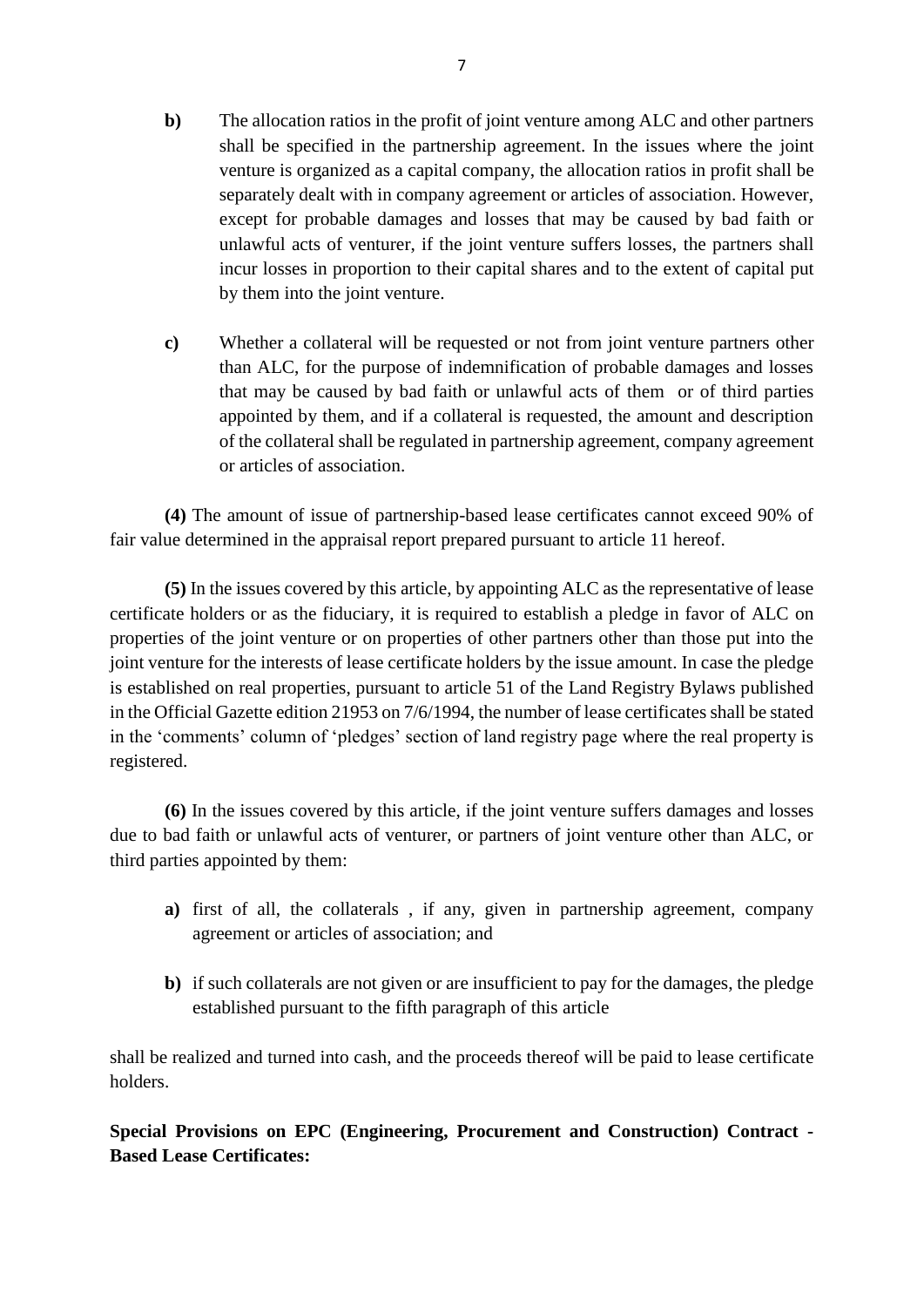**b)** The allocation ratios in the profit of joint venture among ALC and other partners shall be specified in the partnership agreement. In the issues where the joint venture is organized as a capital company, the allocation ratios in profit shall be separately dealt with in company agreement or articles of association. However, except for probable damages and losses that may be caused by bad faith or unlawful acts of venturer, if the joint venture suffers losses, the partners shall incur losses in proportion to their capital shares and to the extent of capital put by them into the joint venture.

**c)** Whether a collateral will be requested or not from joint venture partners other than ALC, for the purpose of indemnification of probable damages and losses that may be caused by bad faith or unlawful acts of them or of third parties appointed by them, and if a collateral is requested, the amount and description of the collateral shall be regulated in partnership agreement, company agreement or articles of association.

**(4)** The amount of issue of partnership-based lease certificates cannot exceed 90% of fair value determined in the appraisal report prepared pursuant to article 11 hereof.

**(5)** In the issues covered by this article, by appointing ALC as the representative of lease certificate holders or as the fiduciary, it is required to establish a pledge in favor of ALC on properties of the joint venture or on properties of other partners other than those put into the joint venture for the interests of lease certificate holders by the issue amount. In case the pledge is established on real properties, pursuant to article 51 of the Land Registry Bylaws published in the Official Gazette edition 21953 on 7/6/1994, the number of lease certificates shall be stated in the 'comments' column of 'pledges' section of land registry page where the real property is registered.

**(6)** In the issues covered by this article, if the joint venture suffers damages and losses due to bad faith or unlawful acts of venturer, or partners of joint venture other than ALC, or third parties appointed by them:

**a)** first of all, the collaterals , if any, given in partnership agreement, company agreement or articles of association; and

**b)** if such collaterals are not given or are insufficient to pay for the damages, the pledge established pursuant to the fifth paragraph of this article

shall be realized and turned into cash, and the proceeds thereof will be paid to lease certificate holders.

**Special Provisions on EPC (Engineering, Procurement and Construction) Contract - Based Lease Certificates:**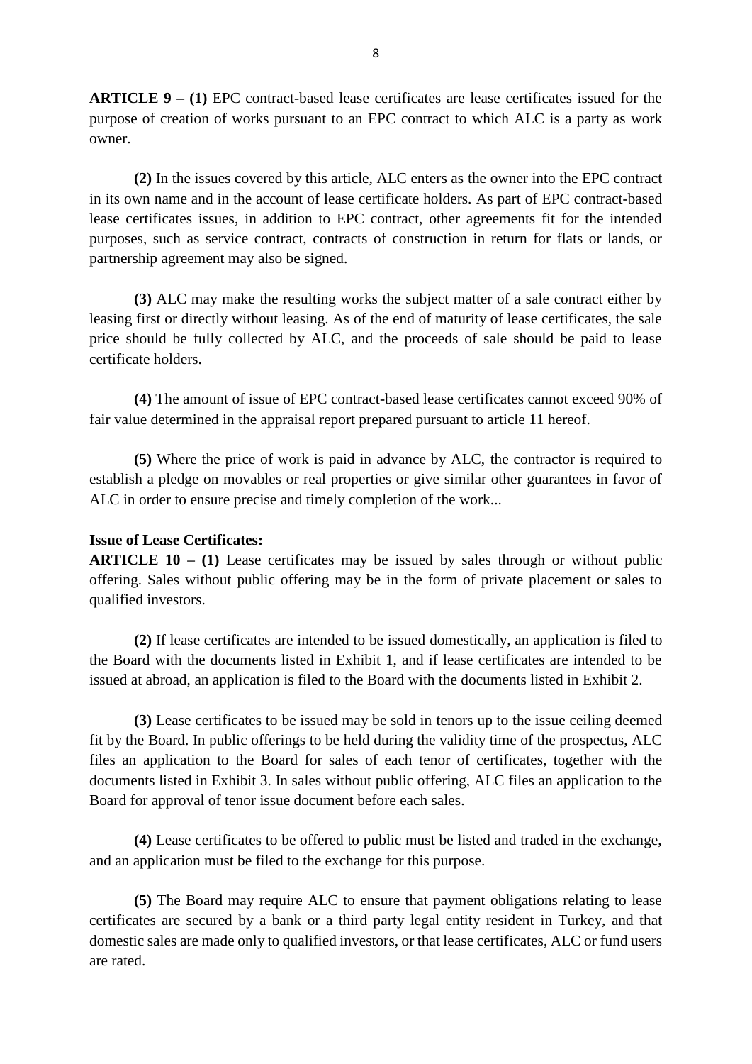**ARTICLE 9 – (1)** EPC contract-based lease certificates are lease certificates issued for the purpose of creation of works pursuant to an EPC contract to which ALC is a party as work owner.

**(2)** In the issues covered by this article, ALC enters as the owner into the EPC contract in its own name and in the account of lease certificate holders. As part of EPC contract-based lease certificates issues, in addition to EPC contract, other agreements fit for the intended purposes, such as service contract, contracts of construction in return for flats or lands, or partnership agreement may also be signed.

**(3)** ALC may make the resulting works the subject matter of a sale contract either by leasing first or directly without leasing. As of the end of maturity of lease certificates, the sale price should be fully collected by ALC, and the proceeds of sale should be paid to lease certificate holders.

**(4)** The amount of issue of EPC contract-based lease certificates cannot exceed 90% of fair value determined in the appraisal report prepared pursuant to article 11 hereof.

**(5)** Where the price of work is paid in advance by ALC, the contractor is required to establish a pledge on movables or real properties or give similar other guarantees in favor of ALC in order to ensure precise and timely completion of the work...

**Issue of Lease Certificates:**

**ARTICLE 10 – (1)** Lease certificates may be issued by sales through or without public offering. Sales without public offering may be in the form of private placement or sales to qualified investors.

**(2)** If lease certificates are intended to be issued domestically, an application is filed to the Board with the documents listed in Exhibit 1, and if lease certificates are intended to be issued at abroad, an application is filed to the Board with the documents listed in Exhibit 2.

**(3)** Lease certificates to be issued may be sold in tenors up to the issue ceiling deemed fit by the Board. In public offerings to be held during the validity time of the prospectus, ALC files an application to the Board for sales of each tenor of certificates, together with the documents listed in Exhibit 3. In sales without public offering, ALC files an application to the Board for approval of tenor issue document before each sales.

**(4)** Lease certificates to be offered to public must be listed and traded in the exchange, and an application must be filed to the exchange for this purpose.

**(5)** The Board may require ALC to ensure that payment obligations relating to lease certificates are secured by a bank or a third party legal entity resident in Turkey, and that domestic sales are made only to qualified investors, or that lease certificates, ALC or fund users are rated.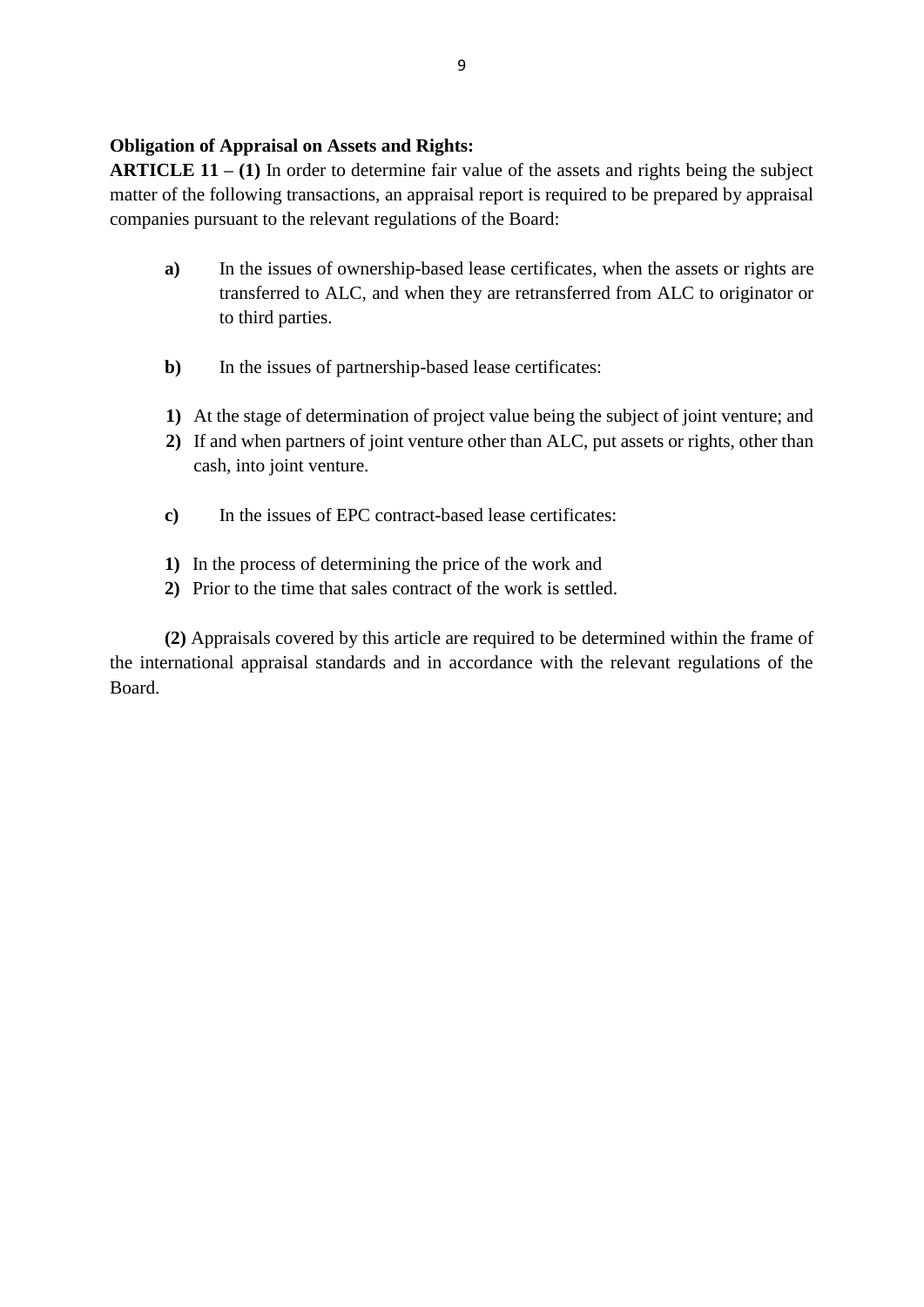**Obligation of Appraisal on Assets and Rights:**

**ARTICLE 11 – (1)** In order to determine fair value of the assets and rights being the subject matter of the following transactions, an appraisal report is required to be prepared by appraisal companies pursuant to the relevant regulations of the Board:

**a)** In the issues of ownership-based lease certificates, when the assets or rights are transferred to ALC, and when they are retransferred from ALC to originator or to third parties.

**b)** In the issues of partnership-based lease certificates:

**1)** At the stage of determination of project value being the subject of joint venture; and

**2)** If and when partners of joint venture other than ALC, put assets or rights, other than cash, into joint venture.

**c)** In the issues of EPC contract-based lease certificates:

**1)** In the process of determining the price of the work and

**2)** Prior to the time that sales contract of the work is settled.

**(2)** Appraisals covered by this article are required to be determined within the frame of the international appraisal standards and in accordance with the relevant regulations of the Board.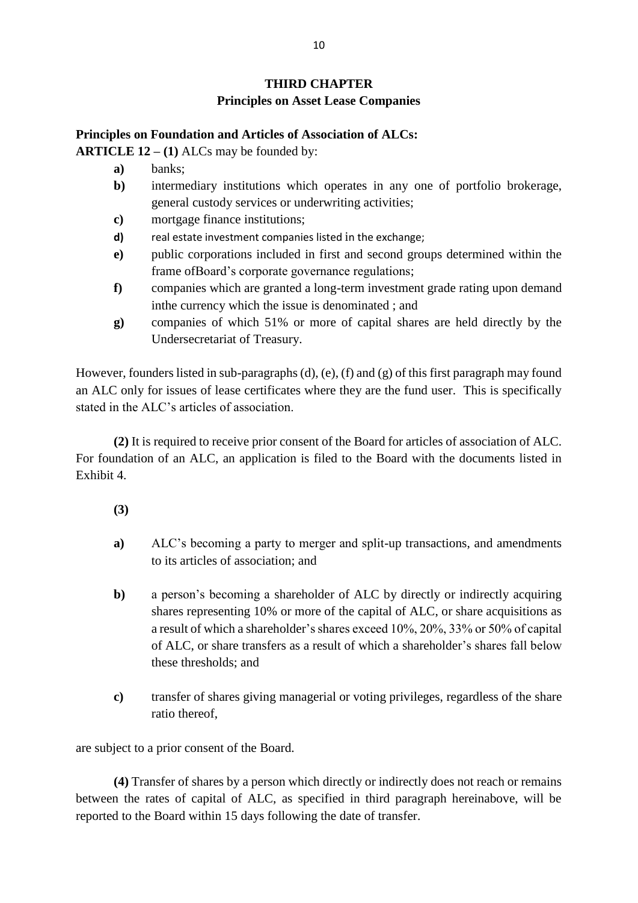## THIRD CHAPTER
## Principles on Asset Lease Companies

**Principles on Foundation and Articles of Association of ALCs:**

**ARTICLE 12 – (1)** ALCs may be founded by:

- **a)** banks;
- **b)** intermediary institutions which operates in any one of portfolio brokerage, general custody services or underwriting activities;
- **c)** mortgage finance institutions;
- **d)** real estate investment companies listed in the exchange;
- **e)** public corporations included in first and second groups determined within the frame ofBoard's corporate governance regulations;
- **f)** companies which are granted a long-term investment grade rating upon demand inthe currency which the issue is denominated ; and
- **g)** companies of which 51% or more of capital shares are held directly by the Undersecretariat of Treasury.

However, founders listed in sub-paragraphs (d), (e), (f) and (g) of this first paragraph may found an ALC only for issues of lease certificates where they are the fund user. This is specifically stated in the ALC's articles of association.

**(2)** It is required to receive prior consent of the Board for articles of association of ALC. For foundation of an ALC, an application is filed to the Board with the documents listed in Exhibit 4.

**(3)**

- **a)** ALC's becoming a party to merger and split-up transactions, and amendments to its articles of association; and
- **b)** a person's becoming a shareholder of ALC by directly or indirectly acquiring shares representing 10% or more of the capital of ALC, or share acquisitions as a result of which a shareholder's shares exceed 10%, 20%, 33% or 50% of capital of ALC, or share transfers as a result of which a shareholder's shares fall below these thresholds; and
- **c)** transfer of shares giving managerial or voting privileges, regardless of the share ratio thereof,

are subject to a prior consent of the Board.

**(4)** Transfer of shares by a person which directly or indirectly does not reach or remains between the rates of capital of ALC, as specified in third paragraph hereinabove, will be reported to the Board within 15 days following the date of transfer.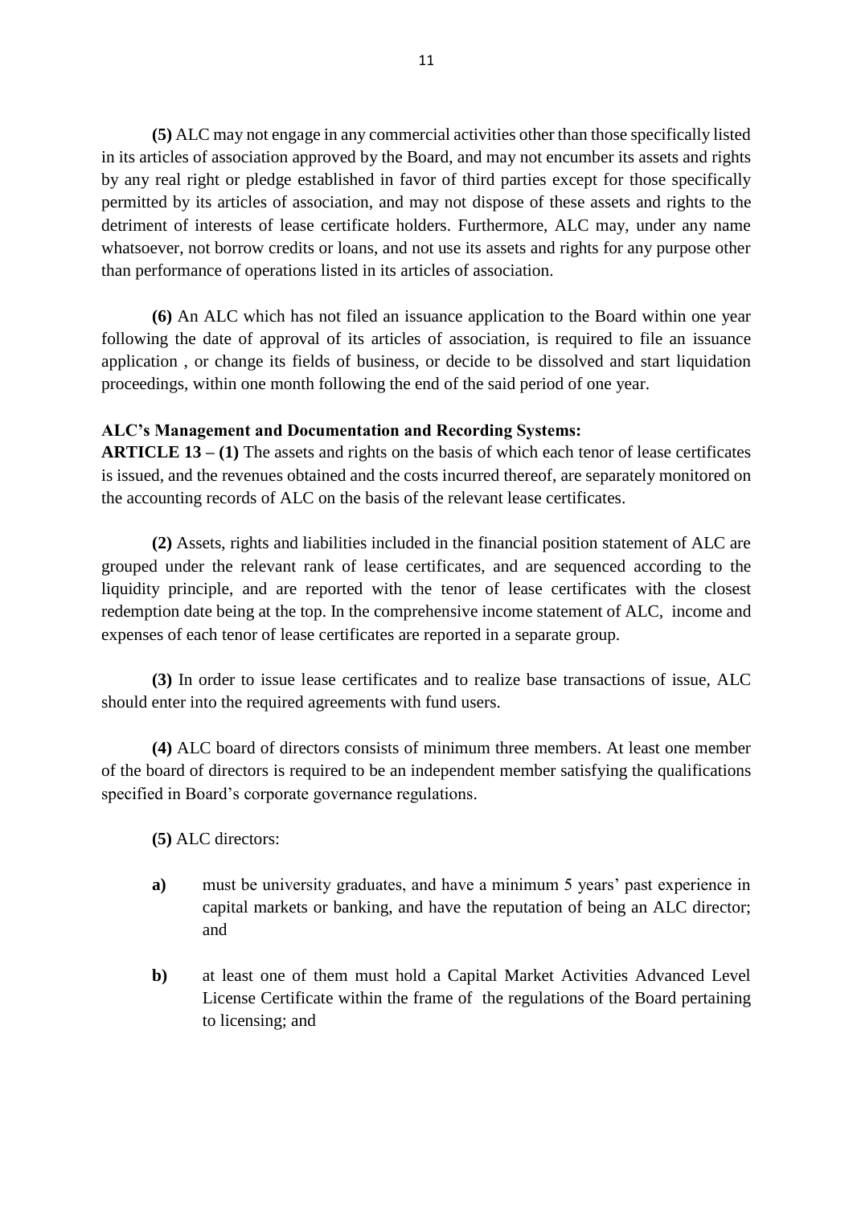**(5)** ALC may not engage in any commercial activities other than those specifically listed in its articles of association approved by the Board, and may not encumber its assets and rights by any real right or pledge established in favor of third parties except for those specifically permitted by its articles of association, and may not dispose of these assets and rights to the detriment of interests of lease certificate holders. Furthermore, ALC may, under any name whatsoever, not borrow credits or loans, and not use its assets and rights for any purpose other than performance of operations listed in its articles of association.

**(6)** An ALC which has not filed an issuance application to the Board within one year following the date of approval of its articles of association, is required to file an issuance application , or change its fields of business, or decide to be dissolved and start liquidation proceedings, within one month following the end of the said period of one year.

**ALC's Management and Documentation and Recording Systems:**

**ARTICLE 13 – (1)** The assets and rights on the basis of which each tenor of lease certificates is issued, and the revenues obtained and the costs incurred thereof, are separately monitored on the accounting records of ALC on the basis of the relevant lease certificates.

**(2)** Assets, rights and liabilities included in the financial position statement of ALC are grouped under the relevant rank of lease certificates, and are sequenced according to the liquidity principle, and are reported with the tenor of lease certificates with the closest redemption date being at the top. In the comprehensive income statement of ALC, income and expenses of each tenor of lease certificates are reported in a separate group.

**(3)** In order to issue lease certificates and to realize base transactions of issue, ALC should enter into the required agreements with fund users.

**(4)** ALC board of directors consists of minimum three members. At least one member of the board of directors is required to be an independent member satisfying the qualifications specified in Board's corporate governance regulations.

**(5)** ALC directors:

- **a)** must be university graduates, and have a minimum 5 years' past experience in capital markets or banking, and have the reputation of being an ALC director; and
- **b)** at least one of them must hold a Capital Market Activities Advanced Level License Certificate within the frame of the regulations of the Board pertaining to licensing; and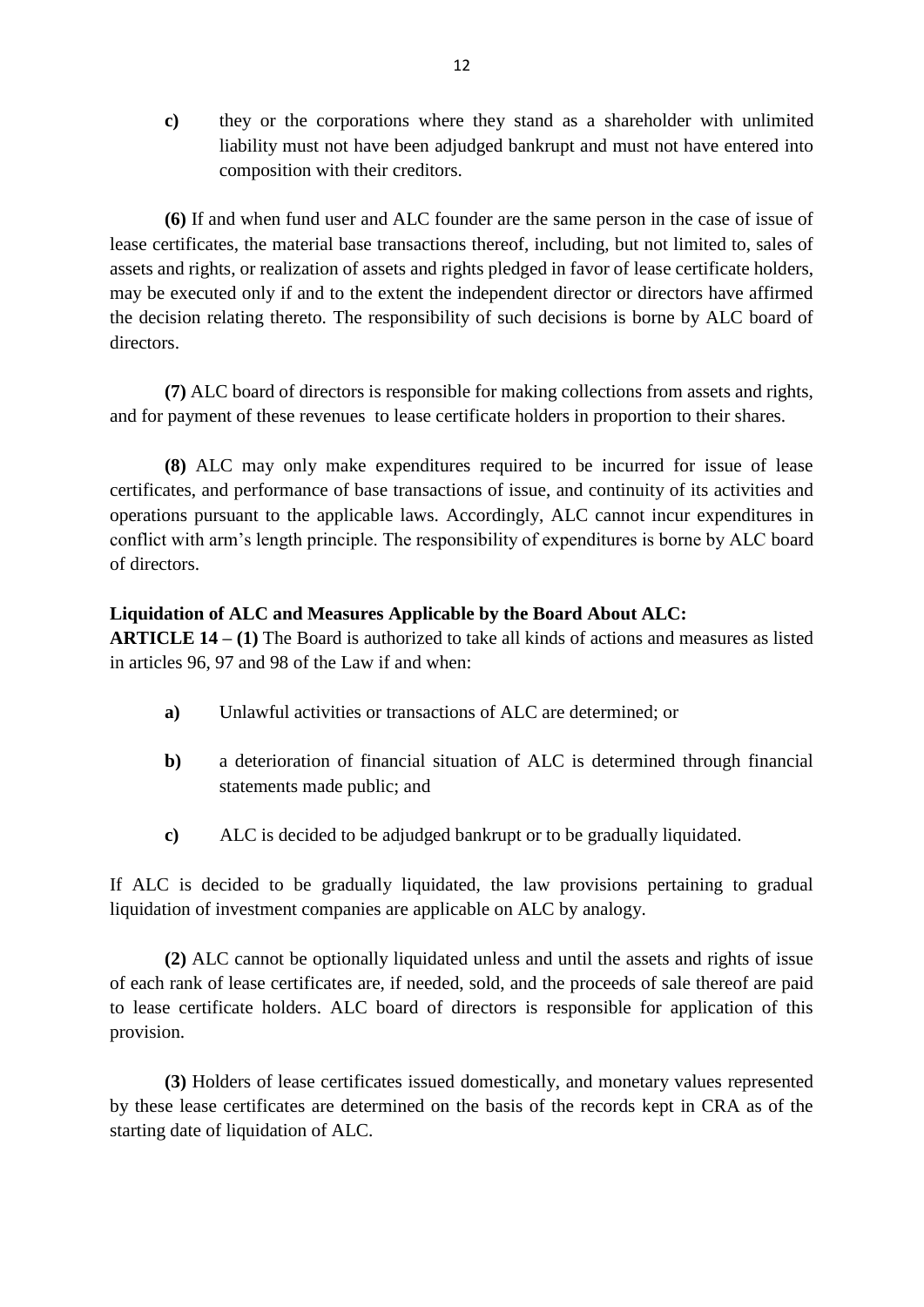**c)** they or the corporations where they stand as a shareholder with unlimited liability must not have been adjudged bankrupt and must not have entered into composition with their creditors.

**(6)** If and when fund user and ALC founder are the same person in the case of issue of lease certificates, the material base transactions thereof, including, but not limited to, sales of assets and rights, or realization of assets and rights pledged in favor of lease certificate holders, may be executed only if and to the extent the independent director or directors have affirmed the decision relating thereto. The responsibility of such decisions is borne by ALC board of directors.

**(7)** ALC board of directors is responsible for making collections from assets and rights, and for payment of these revenues to lease certificate holders in proportion to their shares.

**(8)** ALC may only make expenditures required to be incurred for issue of lease certificates, and performance of base transactions of issue, and continuity of its activities and operations pursuant to the applicable laws. Accordingly, ALC cannot incur expenditures in conflict with arm's length principle. The responsibility of expenditures is borne by ALC board of directors.

**Liquidation of ALC and Measures Applicable by the Board About ALC:**

**ARTICLE 14 – (1)** The Board is authorized to take all kinds of actions and measures as listed in articles 96, 97 and 98 of the Law if and when:

**a)** Unlawful activities or transactions of ALC are determined; or

**b)** a deterioration of financial situation of ALC is determined through financial statements made public; and

**c)** ALC is decided to be adjudged bankrupt or to be gradually liquidated.

If ALC is decided to be gradually liquidated, the law provisions pertaining to gradual liquidation of investment companies are applicable on ALC by analogy.

**(2)** ALC cannot be optionally liquidated unless and until the assets and rights of issue of each rank of lease certificates are, if needed, sold, and the proceeds of sale thereof are paid to lease certificate holders. ALC board of directors is responsible for application of this provision.

**(3)** Holders of lease certificates issued domestically, and monetary values represented by these lease certificates are determined on the basis of the records kept in CRA as of the starting date of liquidation of ALC.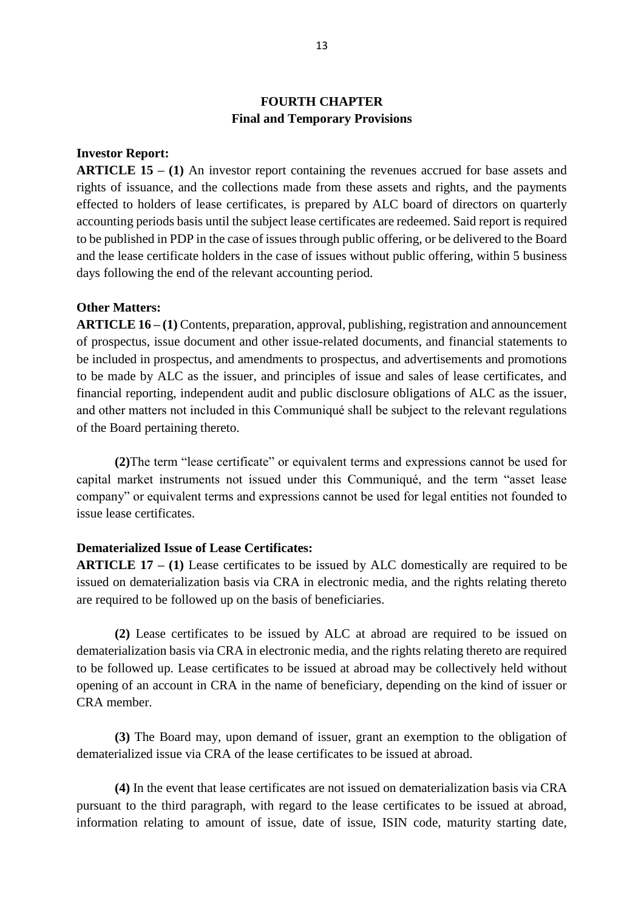## FOURTH CHAPTER
## Final and Temporary Provisions

**Investor Report:**

**ARTICLE 15 – (1)** An investor report containing the revenues accrued for base assets and rights of issuance, and the collections made from these assets and rights, and the payments effected to holders of lease certificates, is prepared by ALC board of directors on quarterly accounting periods basis until the subject lease certificates are redeemed. Said report is required to be published in PDP in the case of issues through public offering, or be delivered to the Board and the lease certificate holders in the case of issues without public offering, within 5 business days following the end of the relevant accounting period.

**Other Matters:**

**ARTICLE 16 – (1)** Contents, preparation, approval, publishing, registration and announcement of prospectus, issue document and other issue-related documents, and financial statements to be included in prospectus, and amendments to prospectus, and advertisements and promotions to be made by ALC as the issuer, and principles of issue and sales of lease certificates, and financial reporting, independent audit and public disclosure obligations of ALC as the issuer, and other matters not included in this Communiqué shall be subject to the relevant regulations of the Board pertaining thereto.

**(2)**The term “lease certificate” or equivalent terms and expressions cannot be used for capital market instruments not issued under this Communiqué, and the term “asset lease company” or equivalent terms and expressions cannot be used for legal entities not founded to issue lease certificates.

**Dematerialized Issue of Lease Certificates:**

**ARTICLE 17 – (1)** Lease certificates to be issued by ALC domestically are required to be issued on dematerialization basis via CRA in electronic media, and the rights relating thereto are required to be followed up on the basis of beneficiaries.

**(2)** Lease certificates to be issued by ALC at abroad are required to be issued on dematerialization basis via CRA in electronic media, and the rights relating thereto are required to be followed up. Lease certificates to be issued at abroad may be collectively held without opening of an account in CRA in the name of beneficiary, depending on the kind of issuer or CRA member.

**(3)** The Board may, upon demand of issuer, grant an exemption to the obligation of dematerialized issue via CRA of the lease certificates to be issued at abroad.

**(4)** In the event that lease certificates are not issued on dematerialization basis via CRA pursuant to the third paragraph, with regard to the lease certificates to be issued at abroad, information relating to amount of issue, date of issue, ISIN code, maturity starting date,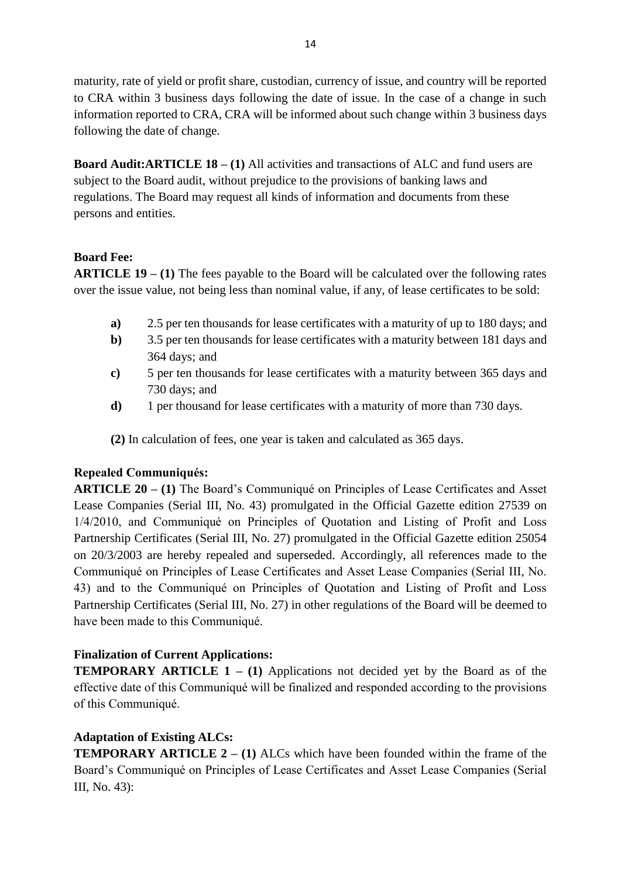maturity, rate of yield or profit share, custodian, currency of issue, and country will be reported to CRA within 3 business days following the date of issue. In the case of a change in such information reported to CRA, CRA will be informed about such change within 3 business days following the date of change.

**Board Audit:ARTICLE 18 – (1)** All activities and transactions of ALC and fund users are subject to the Board audit, without prejudice to the provisions of banking laws and regulations. The Board may request all kinds of information and documents from these persons and entities.

**Board Fee:**

**ARTICLE 19 – (1)** The fees payable to the Board will be calculated over the following rates over the issue value, not being less than nominal value, if any, of lease certificates to be sold:

- **a)** 2.5 per ten thousands for lease certificates with a maturity of up to 180 days; and
- **b)** 3.5 per ten thousands for lease certificates with a maturity between 181 days and 364 days; and
- **c)** 5 per ten thousands for lease certificates with a maturity between 365 days and 730 days; and
- **d)** 1 per thousand for lease certificates with a maturity of more than 730 days.

**(2)** In calculation of fees, one year is taken and calculated as 365 days.

**Repealed Communiqués:**

**ARTICLE 20 – (1)** The Board's Communiqué on Principles of Lease Certificates and Asset Lease Companies (Serial III, No. 43) promulgated in the Official Gazette edition 27539 on 1/4/2010, and Communiqué on Principles of Quotation and Listing of Profit and Loss Partnership Certificates (Serial III, No. 27) promulgated in the Official Gazette edition 25054 on 20/3/2003 are hereby repealed and superseded. Accordingly, all references made to the Communiqué on Principles of Lease Certificates and Asset Lease Companies (Serial III, No. 43) and to the Communiqué on Principles of Quotation and Listing of Profit and Loss Partnership Certificates (Serial III, No. 27) in other regulations of the Board will be deemed to have been made to this Communiqué.

**Finalization of Current Applications:**

**TEMPORARY ARTICLE 1 – (1)** Applications not decided yet by the Board as of the effective date of this Communiqué will be finalized and responded according to the provisions of this Communiqué.

**Adaptation of Existing ALCs:**

**TEMPORARY ARTICLE 2 – (1)** ALCs which have been founded within the frame of the Board's Communiqué on Principles of Lease Certificates and Asset Lease Companies (Serial III, No. 43):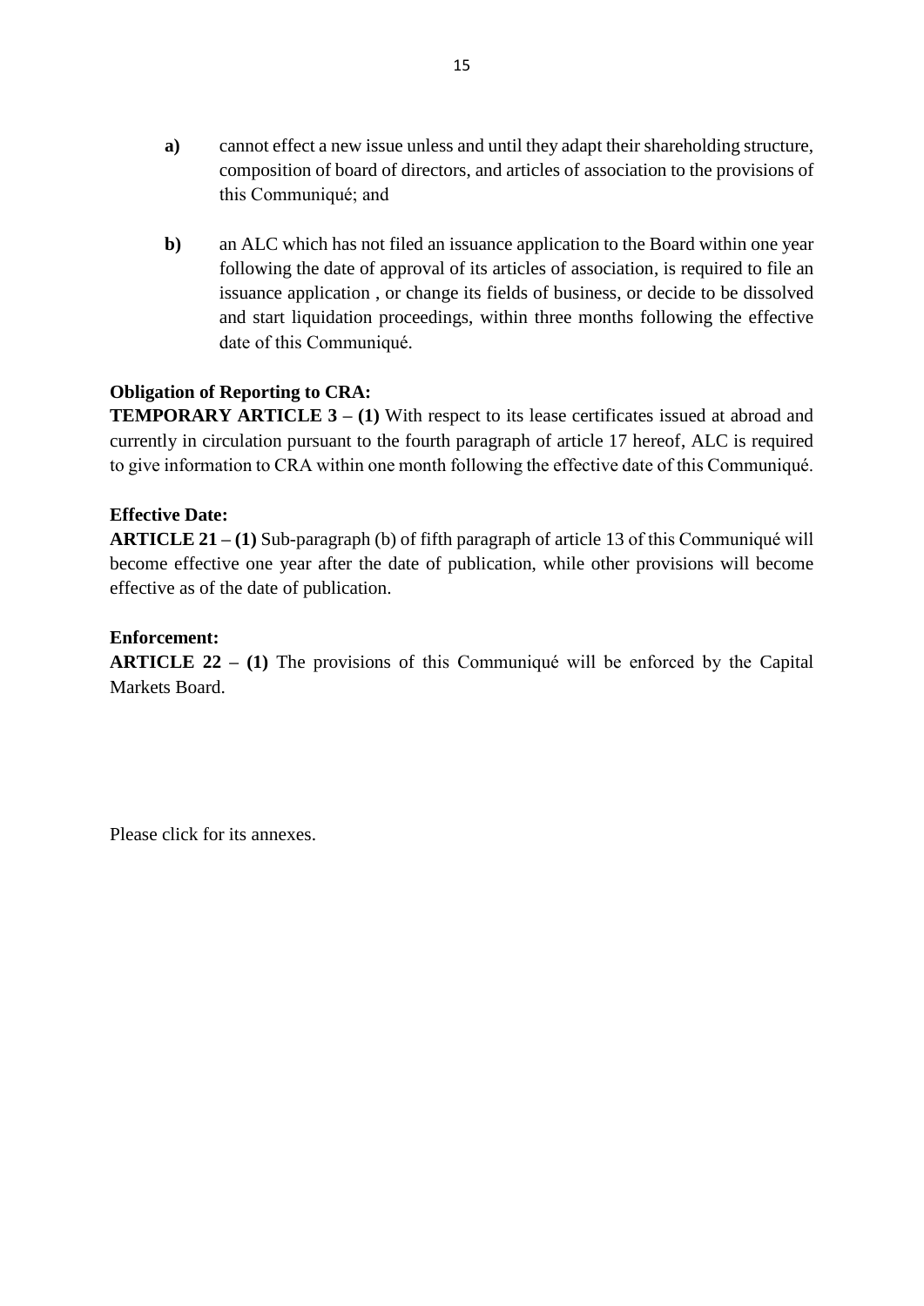**a)** cannot effect a new issue unless and until they adapt their shareholding structure, composition of board of directors, and articles of association to the provisions of this Communiqué; and

**b)** an ALC which has not filed an issuance application to the Board within one year following the date of approval of its articles of association, is required to file an issuance application , or change its fields of business, or decide to be dissolved and start liquidation proceedings, within three months following the effective date of this Communiqué.

**Obligation of Reporting to CRA:**

**TEMPORARY ARTICLE 3 – (1)** With respect to its lease certificates issued at abroad and currently in circulation pursuant to the fourth paragraph of article 17 hereof, ALC is required to give information to CRA within one month following the effective date of this Communiqué.

**Effective Date:**

**ARTICLE 21 – (1)** Sub-paragraph (b) of fifth paragraph of article 13 of this Communiqué will become effective one year after the date of publication, while other provisions will become effective as of the date of publication.

**Enforcement:**

**ARTICLE 22 – (1)** The provisions of this Communiqué will be enforced by the Capital Markets Board.

Please click for its annexes.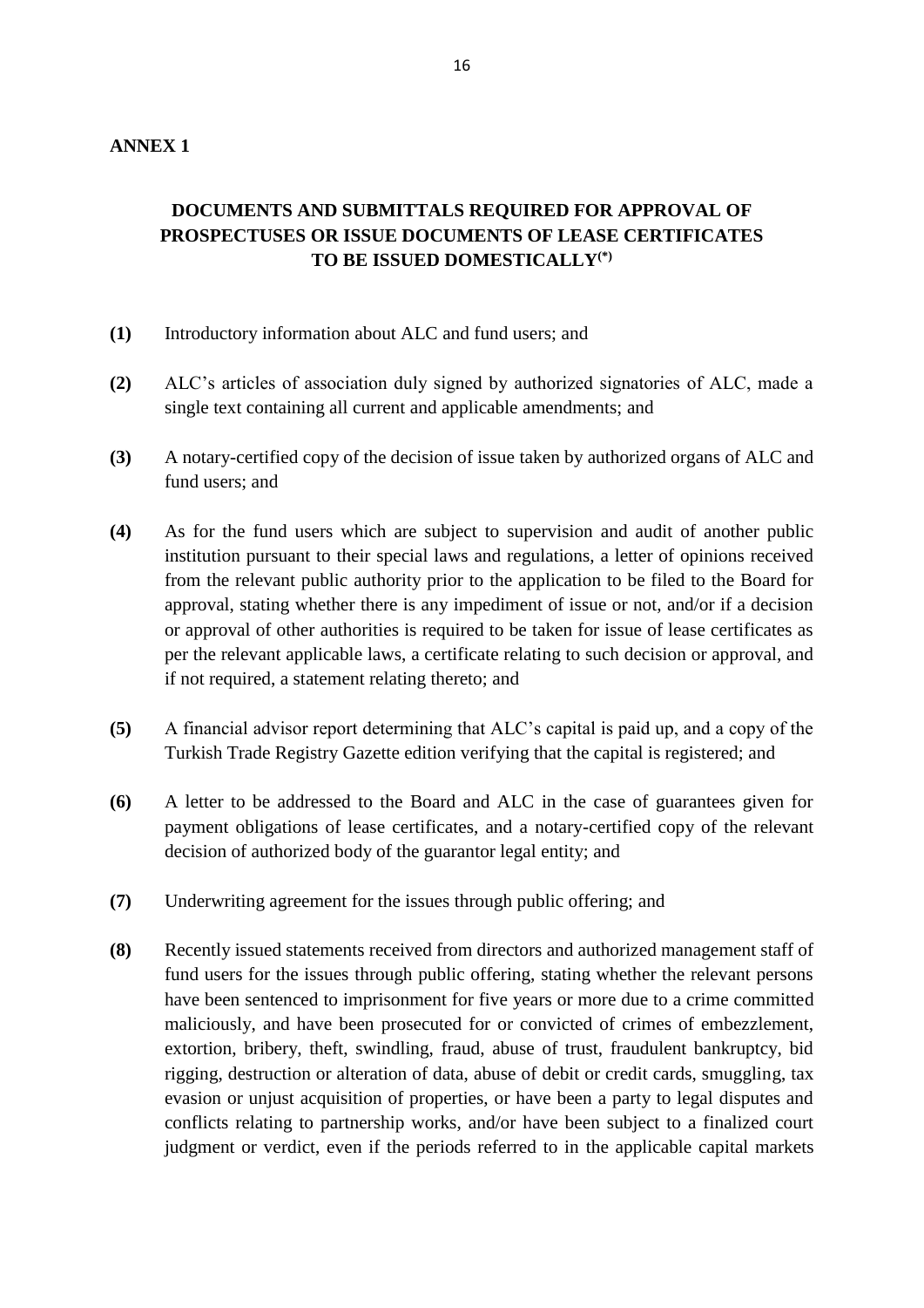**ANNEX 1**

## DOCUMENTS AND SUBMITTALS REQUIRED FOR APPROVAL OF PROSPECTUSES OR ISSUE DOCUMENTS OF LEASE CERTIFICATES TO BE ISSUED DOMESTICALLY(*)

**(1)** Introductory information about ALC and fund users; and

**(2)** ALC's articles of association duly signed by authorized signatories of ALC, made a single text containing all current and applicable amendments; and

**(3)** A notary-certified copy of the decision of issue taken by authorized organs of ALC and fund users; and

**(4)** As for the fund users which are subject to supervision and audit of another public institution pursuant to their special laws and regulations, a letter of opinions received from the relevant public authority prior to the application to be filed to the Board for approval, stating whether there is any impediment of issue or not, and/or if a decision or approval of other authorities is required to be taken for issue of lease certificates as per the relevant applicable laws, a certificate relating to such decision or approval, and if not required, a statement relating thereto; and

**(5)** A financial advisor report determining that ALC's capital is paid up, and a copy of the Turkish Trade Registry Gazette edition verifying that the capital is registered; and

**(6)** A letter to be addressed to the Board and ALC in the case of guarantees given for payment obligations of lease certificates, and a notary-certified copy of the relevant decision of authorized body of the guarantor legal entity; and

**(7)** Underwriting agreement for the issues through public offering; and

**(8)** Recently issued statements received from directors and authorized management staff of fund users for the issues through public offering, stating whether the relevant persons have been sentenced to imprisonment for five years or more due to a crime committed maliciously, and have been prosecuted for or convicted of crimes of embezzlement, extortion, bribery, theft, swindling, fraud, abuse of trust, fraudulent bankruptcy, bid rigging, destruction or alteration of data, abuse of debit or credit cards, smuggling, tax evasion or unjust acquisition of properties, or have been a party to legal disputes and conflicts relating to partnership works, and/or have been subject to a finalized court judgment or verdict, even if the periods referred to in the applicable capital markets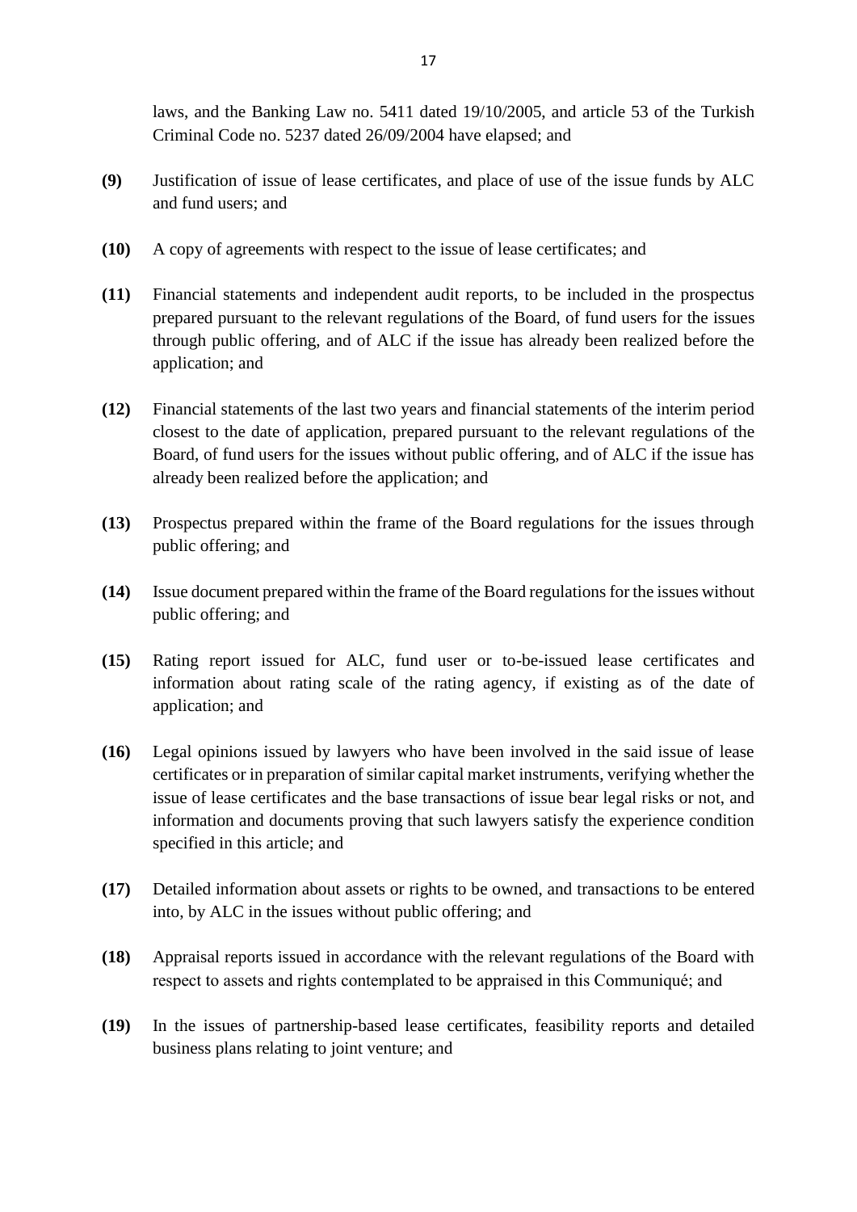laws, and the Banking Law no. 5411 dated 19/10/2005, and article 53 of the Turkish Criminal Code no. 5237 dated 26/09/2004 have elapsed; and

**(9)** Justification of issue of lease certificates, and place of use of the issue funds by ALC and fund users; and

**(10)** A copy of agreements with respect to the issue of lease certificates; and

**(11)** Financial statements and independent audit reports, to be included in the prospectus prepared pursuant to the relevant regulations of the Board, of fund users for the issues through public offering, and of ALC if the issue has already been realized before the application; and

**(12)** Financial statements of the last two years and financial statements of the interim period closest to the date of application, prepared pursuant to the relevant regulations of the Board, of fund users for the issues without public offering, and of ALC if the issue has already been realized before the application; and

**(13)** Prospectus prepared within the frame of the Board regulations for the issues through public offering; and

**(14)** Issue document prepared within the frame of the Board regulations for the issues without public offering; and

**(15)** Rating report issued for ALC, fund user or to-be-issued lease certificates and information about rating scale of the rating agency, if existing as of the date of application; and

**(16)** Legal opinions issued by lawyers who have been involved in the said issue of lease certificates or in preparation of similar capital market instruments, verifying whether the issue of lease certificates and the base transactions of issue bear legal risks or not, and information and documents proving that such lawyers satisfy the experience condition specified in this article; and

**(17)** Detailed information about assets or rights to be owned, and transactions to be entered into, by ALC in the issues without public offering; and

**(18)** Appraisal reports issued in accordance with the relevant regulations of the Board with respect to assets and rights contemplated to be appraised in this Communiqué; and

**(19)** In the issues of partnership-based lease certificates, feasibility reports and detailed business plans relating to joint venture; and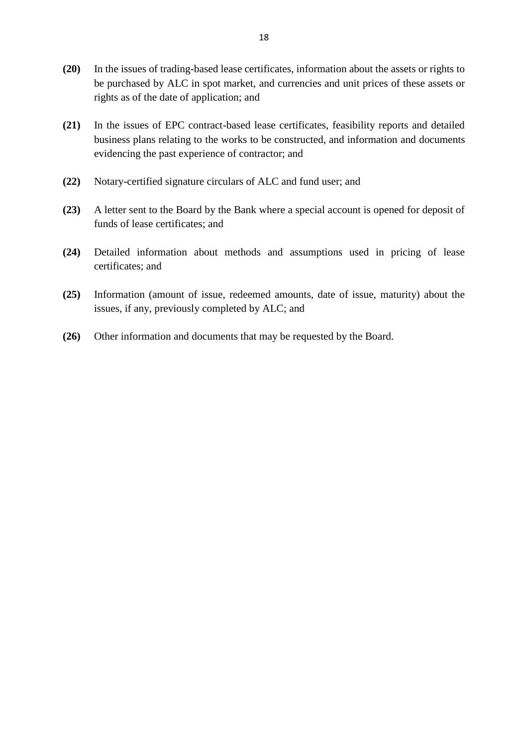**(20)** In the issues of trading-based lease certificates, information about the assets or rights to be purchased by ALC in spot market, and currencies and unit prices of these assets or rights as of the date of application; and

**(21)** In the issues of EPC contract-based lease certificates, feasibility reports and detailed business plans relating to the works to be constructed, and information and documents evidencing the past experience of contractor; and

**(22)** Notary-certified signature circulars of ALC and fund user; and

**(23)** A letter sent to the Board by the Bank where a special account is opened for deposit of funds of lease certificates; and

**(24)** Detailed information about methods and assumptions used in pricing of lease certificates; and

**(25)** Information (amount of issue, redeemed amounts, date of issue, maturity) about the issues, if any, previously completed by ALC; and

**(26)** Other information and documents that may be requested by the Board.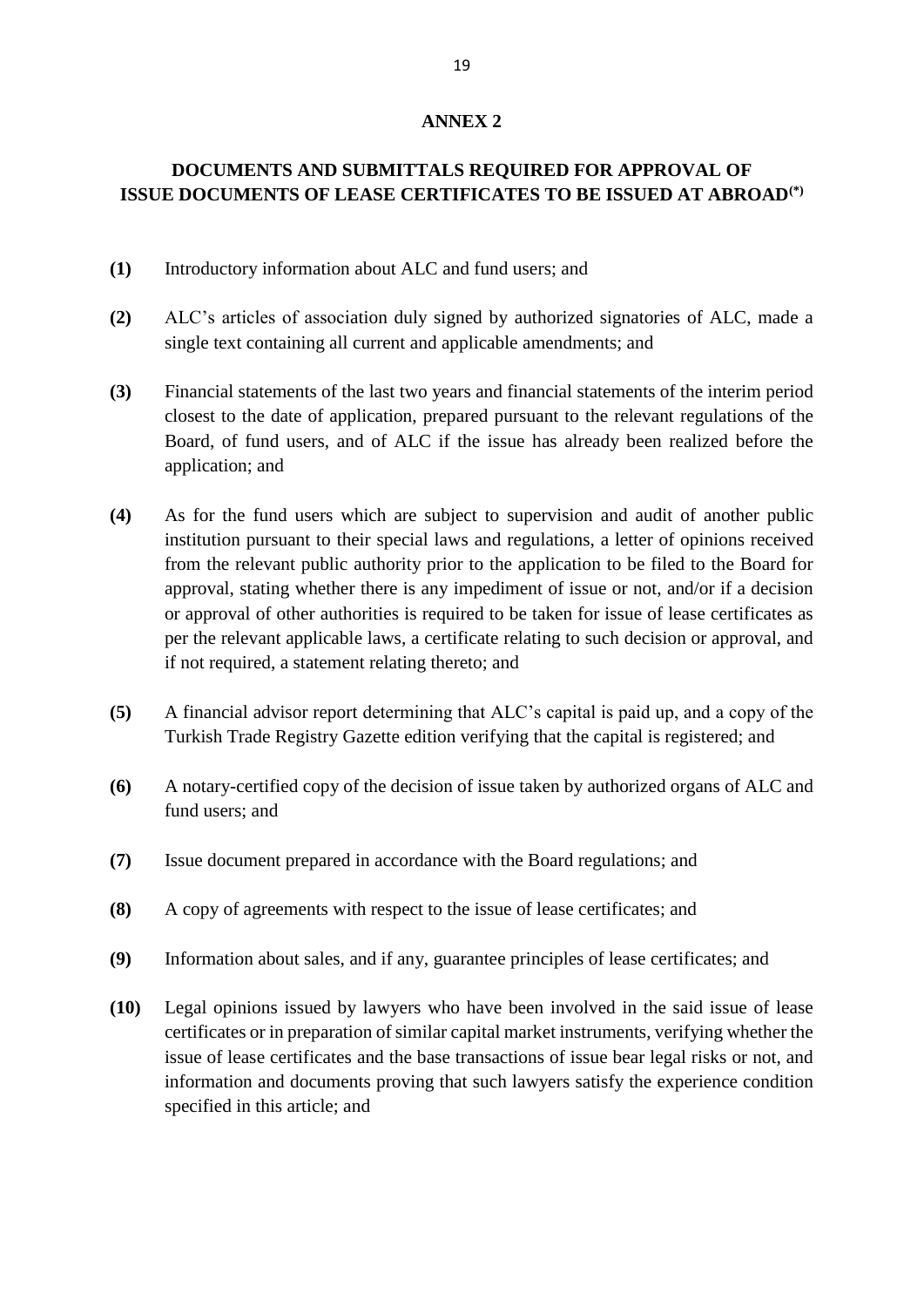## ANNEX 2

## DOCUMENTS AND SUBMITTALS REQUIRED FOR APPROVAL OF ISSUE DOCUMENTS OF LEASE CERTIFICATES TO BE ISSUED AT ABROAD(*)

**(1)** Introductory information about ALC and fund users; and

**(2)** ALC's articles of association duly signed by authorized signatories of ALC, made a single text containing all current and applicable amendments; and

**(3)** Financial statements of the last two years and financial statements of the interim period closest to the date of application, prepared pursuant to the relevant regulations of the Board, of fund users, and of ALC if the issue has already been realized before the application; and

**(4)** As for the fund users which are subject to supervision and audit of another public institution pursuant to their special laws and regulations, a letter of opinions received from the relevant public authority prior to the application to be filed to the Board for approval, stating whether there is any impediment of issue or not, and/or if a decision or approval of other authorities is required to be taken for issue of lease certificates as per the relevant applicable laws, a certificate relating to such decision or approval, and if not required, a statement relating thereto; and

**(5)** A financial advisor report determining that ALC's capital is paid up, and a copy of the Turkish Trade Registry Gazette edition verifying that the capital is registered; and

**(6)** A notary-certified copy of the decision of issue taken by authorized organs of ALC and fund users; and

**(7)** Issue document prepared in accordance with the Board regulations; and

**(8)** A copy of agreements with respect to the issue of lease certificates; and

**(9)** Information about sales, and if any, guarantee principles of lease certificates; and

**(10)** Legal opinions issued by lawyers who have been involved in the said issue of lease certificates or in preparation of similar capital market instruments, verifying whether the issue of lease certificates and the base transactions of issue bear legal risks or not, and information and documents proving that such lawyers satisfy the experience condition specified in this article; and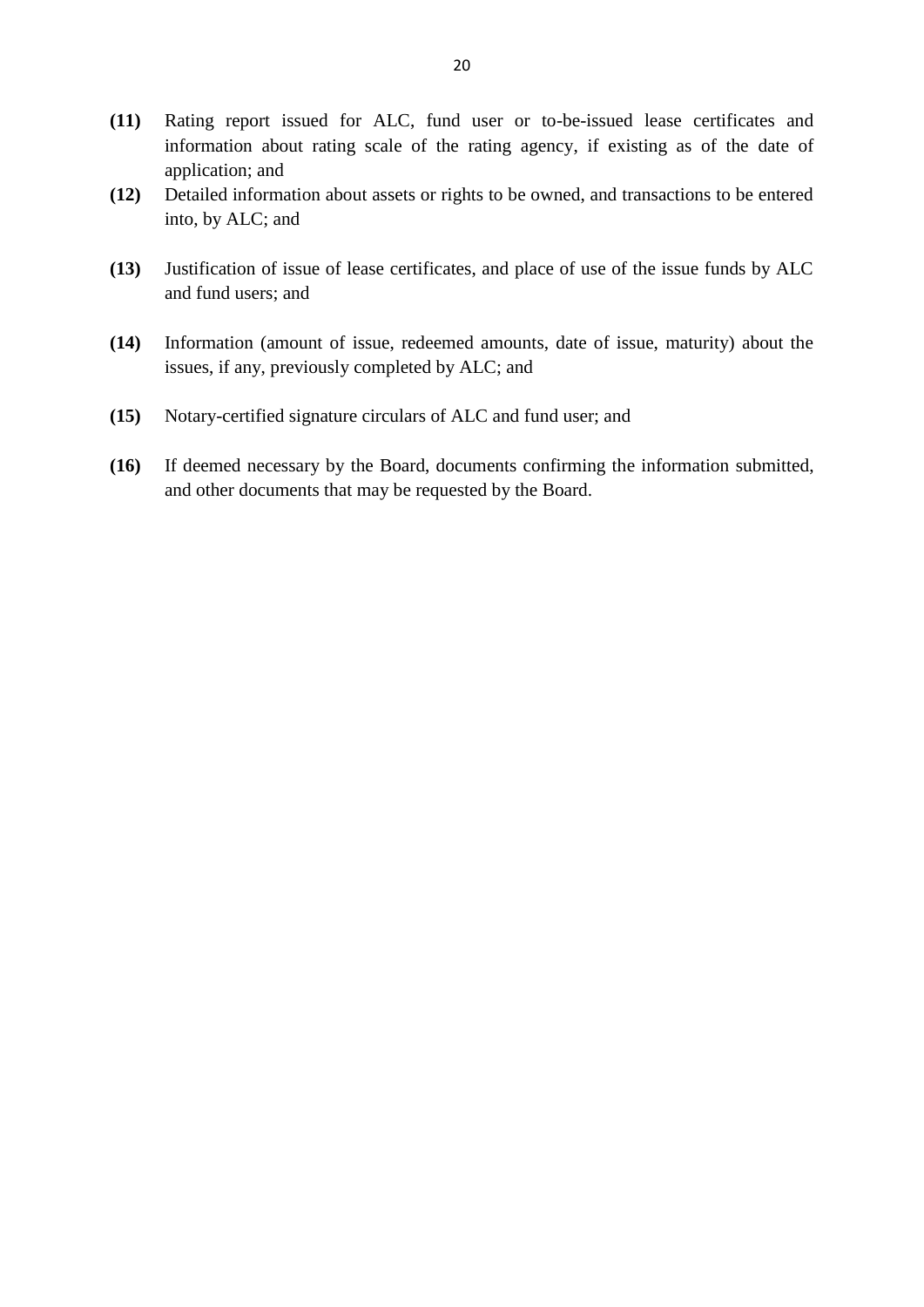**(11)** Rating report issued for ALC, fund user or to-be-issued lease certificates and information about rating scale of the rating agency, if existing as of the date of application; and

**(12)** Detailed information about assets or rights to be owned, and transactions to be entered into, by ALC; and

**(13)** Justification of issue of lease certificates, and place of use of the issue funds by ALC and fund users; and

**(14)** Information (amount of issue, redeemed amounts, date of issue, maturity) about the issues, if any, previously completed by ALC; and

**(15)** Notary-certified signature circulars of ALC and fund user; and

**(16)** If deemed necessary by the Board, documents confirming the information submitted, and other documents that may be requested by the Board.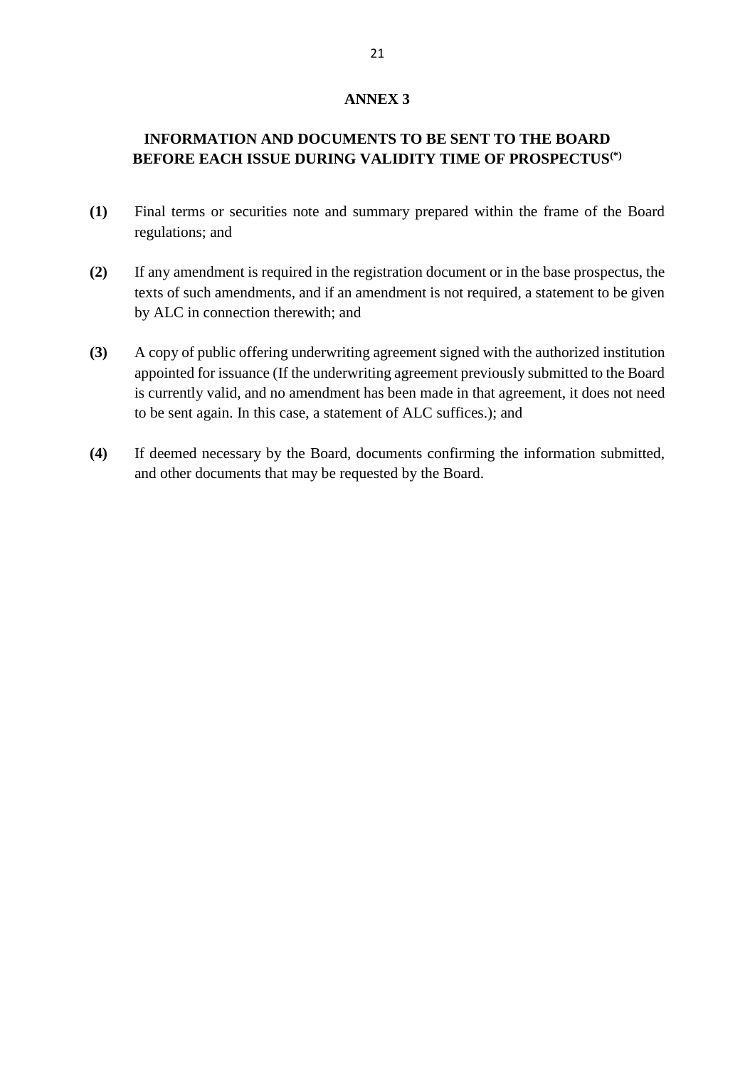# ANNEX 3

## INFORMATION AND DOCUMENTS TO BE SENT TO THE BOARD BEFORE EACH ISSUE DURING VALIDITY TIME OF PROSPECTUS(*)

**(1)** Final terms or securities note and summary prepared within the frame of the Board regulations; and

**(2)** If any amendment is required in the registration document or in the base prospectus, the texts of such amendments, and if an amendment is not required, a statement to be given by ALC in connection therewith; and

**(3)** A copy of public offering underwriting agreement signed with the authorized institution appointed for issuance (If the underwriting agreement previously submitted to the Board is currently valid, and no amendment has been made in that agreement, it does not need to be sent again. In this case, a statement of ALC suffices.); and

**(4)** If deemed necessary by the Board, documents confirming the information submitted, and other documents that may be requested by the Board.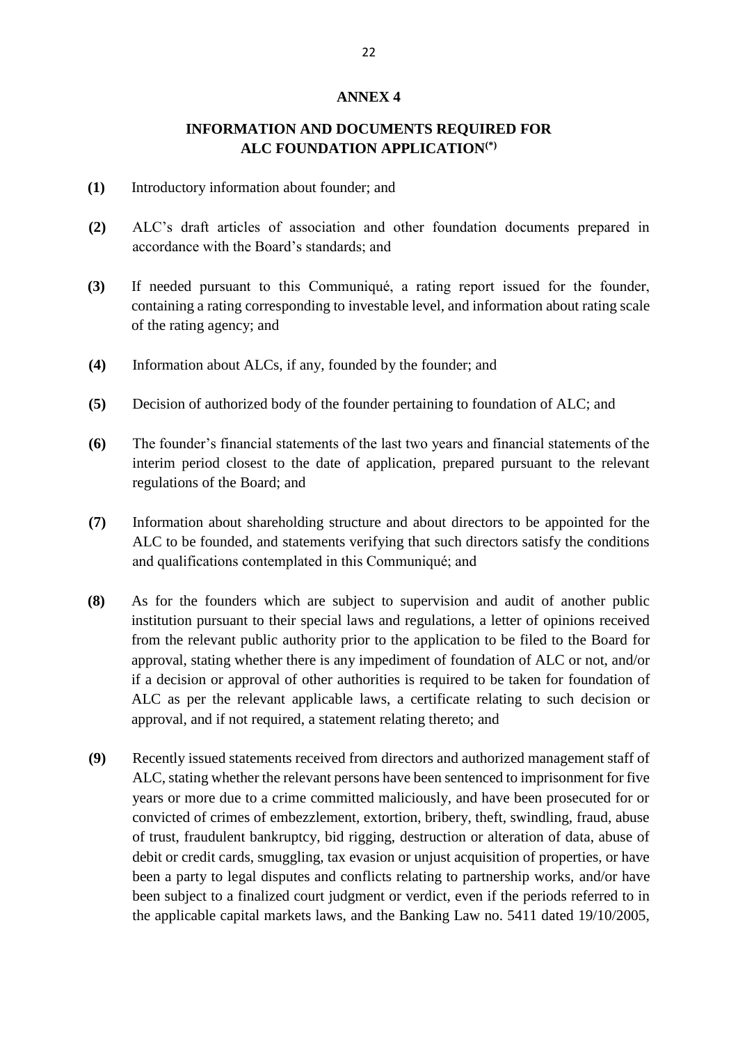## ANNEX 4

## INFORMATION AND DOCUMENTS REQUIRED FOR ALC FOUNDATION APPLICATION(*)

**(1)** Introductory information about founder; and

**(2)** ALC's draft articles of association and other foundation documents prepared in accordance with the Board's standards; and

**(3)** If needed pursuant to this Communiqué, a rating report issued for the founder, containing a rating corresponding to investable level, and information about rating scale of the rating agency; and

**(4)** Information about ALCs, if any, founded by the founder; and

**(5)** Decision of authorized body of the founder pertaining to foundation of ALC; and

**(6)** The founder's financial statements of the last two years and financial statements of the interim period closest to the date of application, prepared pursuant to the relevant regulations of the Board; and

**(7)** Information about shareholding structure and about directors to be appointed for the ALC to be founded, and statements verifying that such directors satisfy the conditions and qualifications contemplated in this Communiqué; and

**(8)** As for the founders which are subject to supervision and audit of another public institution pursuant to their special laws and regulations, a letter of opinions received from the relevant public authority prior to the application to be filed to the Board for approval, stating whether there is any impediment of foundation of ALC or not, and/or if a decision or approval of other authorities is required to be taken for foundation of ALC as per the relevant applicable laws, a certificate relating to such decision or approval, and if not required, a statement relating thereto; and

**(9)** Recently issued statements received from directors and authorized management staff of ALC, stating whether the relevant persons have been sentenced to imprisonment for five years or more due to a crime committed maliciously, and have been prosecuted for or convicted of crimes of embezzlement, extortion, bribery, theft, swindling, fraud, abuse of trust, fraudulent bankruptcy, bid rigging, destruction or alteration of data, abuse of debit or credit cards, smuggling, tax evasion or unjust acquisition of properties, or have been a party to legal disputes and conflicts relating to partnership works, and/or have been subject to a finalized court judgment or verdict, even if the periods referred to in the applicable capital markets laws, and the Banking Law no. 5411 dated 19/10/2005,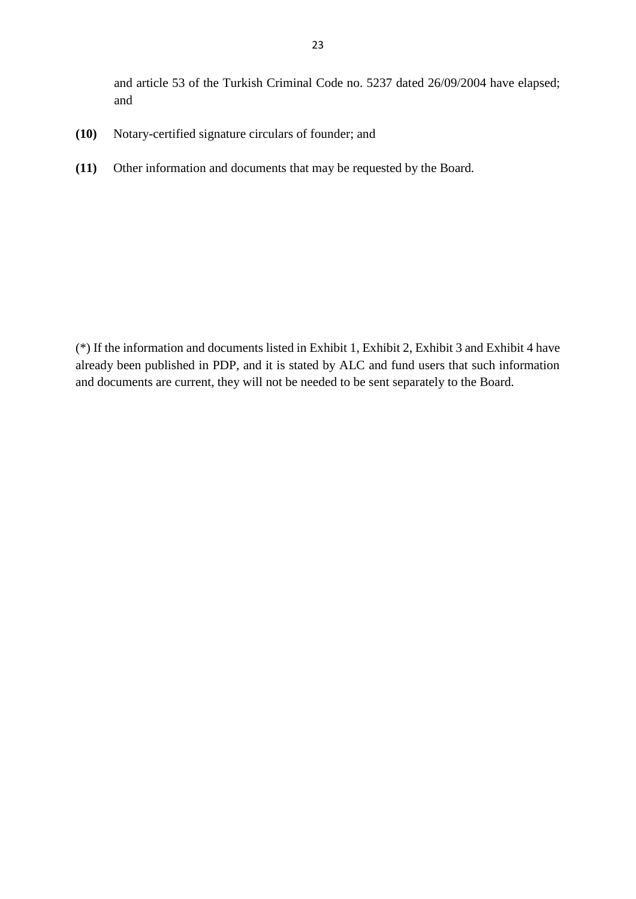and article 53 of the Turkish Criminal Code no. 5237 dated 26/09/2004 have elapsed; and

**(10)** Notary-certified signature circulars of founder; and

**(11)** Other information and documents that may be requested by the Board.

(*) If the information and documents listed in Exhibit 1, Exhibit 2, Exhibit 3 and Exhibit 4 have already been published in PDP, and it is stated by ALC and fund users that such information and documents are current, they will not be needed to be sent separately to the Board.